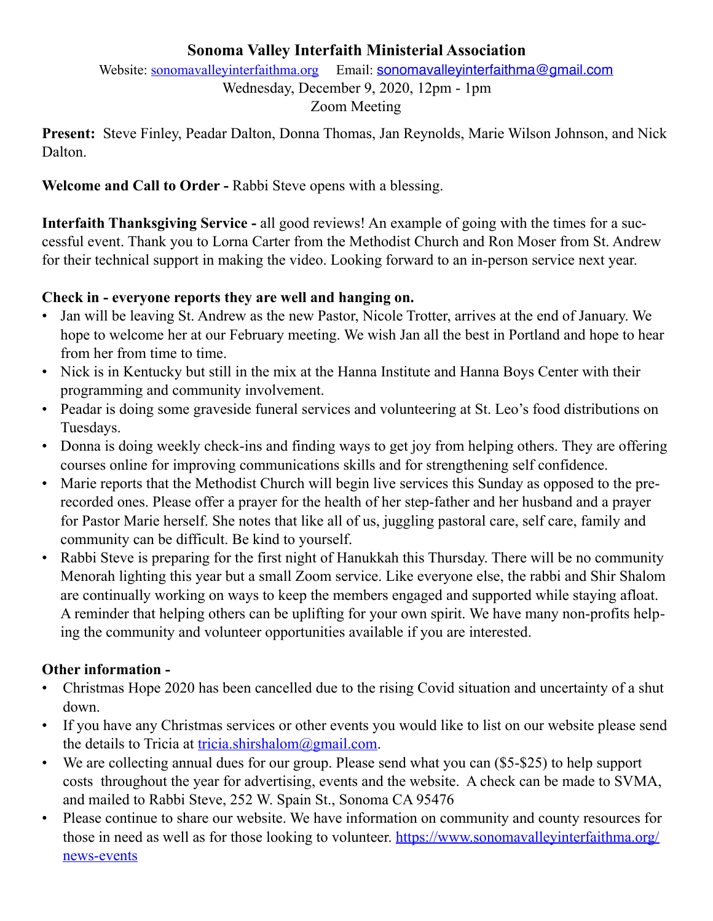# Sonoma Valley Interfaith Ministerial Association

Website: [sonomavalleyinterfaithma.org](sonomavalleyinterfaithma.org) Email: sonomavalleyinterfaithma@gmail.com

Wednesday, December 9, 2020, 12pm - 1pm

Zoom Meeting

**Present:** Steve Finley, Peadar Dalton, Donna Thomas, Jan Reynolds, Marie Wilson Johnson, and Nick Dalton.

**Welcome and Call to Order -** Rabbi Steve opens with a blessing.

**Interfaith Thanksgiving Service -** all good reviews! An example of going with the times for a successful event. Thank you to Lorna Carter from the Methodist Church and Ron Moser from St. Andrew for their technical support in making the video. Looking forward to an in-person service next year.

**Check in - everyone reports they are well and hanging on.**

- Jan will be leaving St. Andrew as the new Pastor, Nicole Trotter, arrives at the end of January. We hope to welcome her at our February meeting. We wish Jan all the best in Portland and hope to hear from her from time to time.
- Nick is in Kentucky but still in the mix at the Hanna Institute and Hanna Boys Center with their programming and community involvement.
- Peadar is doing some graveside funeral services and volunteering at St. Leo's food distributions on Tuesdays.
- Donna is doing weekly check-ins and finding ways to get joy from helping others. They are offering courses online for improving communications skills and for strengthening self confidence.
- Marie reports that the Methodist Church will begin live services this Sunday as opposed to the pre-recorded ones. Please offer a prayer for the health of her step-father and her husband and a prayer for Pastor Marie herself. She notes that like all of us, juggling pastoral care, self care, family and community can be difficult. Be kind to yourself.
- Rabbi Steve is preparing for the first night of Hanukkah this Thursday. There will be no community Menorah lighting this year but a small Zoom service. Like everyone else, the rabbi and Shir Shalom are continually working on ways to keep the members engaged and supported while staying afloat. A reminder that helping others can be uplifting for your own spirit. We have many non-profits helping the community and volunteer opportunities available if you are interested.

**Other information -**

- Christmas Hope 2020 has been cancelled due to the rising Covid situation and uncertainty of a shut down.
- If you have any Christmas services or other events you would like to list on our website please send the details to Tricia at [tricia.shirshalom@gmail.com](mailto:tricia.shirshalom@gmail.com).
- We are collecting annual dues for our group. Please send what you can ($5-$25) to help support costs throughout the year for advertising, events and the website. A check can be made to SVMA, and mailed to Rabbi Steve, 252 W. Spain St., Sonoma CA 95476
- Please continue to share our website. We have information on community and county resources for those in need as well as for those looking to volunteer. [https://www.sonomavalleyinterfaithma.org/news-events](https://www.sonomavalleyinterfaithma.org/news-events)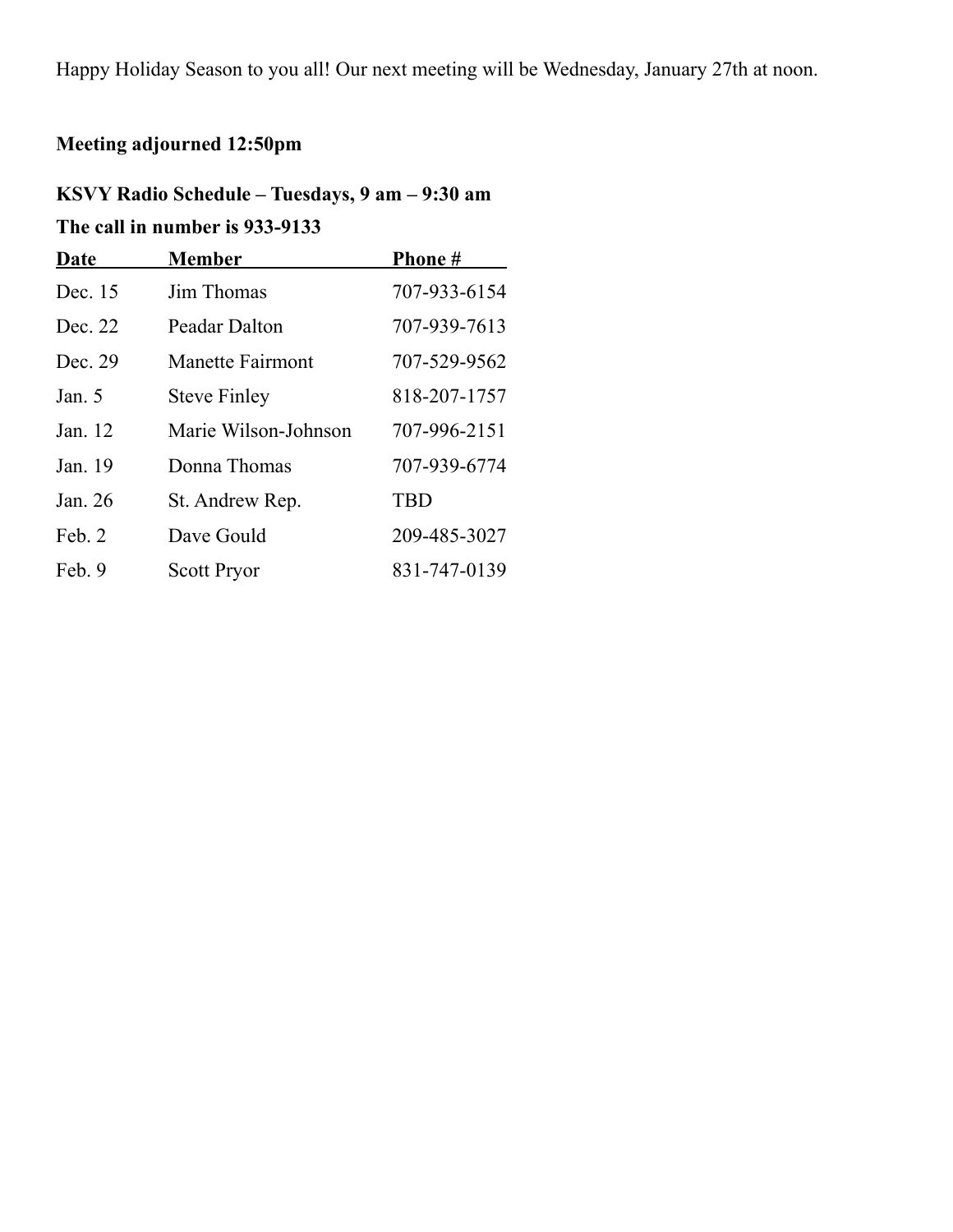Happy Holiday Season to you all! Our next meeting will be Wednesday, January 27th at noon.

**Meeting adjourned 12:50pm**

**KSVY Radio Schedule – Tuesdays, 9 am – 9:30 am**

**The call in number is 933-9133**

| Date | Member | Phone # |
|---|---|---|
| Dec. 15 | Jim Thomas | 707-933-6154 |
| Dec. 22 | Peadar Dalton | 707-939-7613 |
| Dec. 29 | Manette Fairmont | 707-529-9562 |
| Jan. 5 | Steve Finley | 818-207-1757 |
| Jan. 12 | Marie Wilson-Johnson | 707-996-2151 |
| Jan. 19 | Donna Thomas | 707-939-6774 |
| Jan. 26 | St. Andrew Rep. | TBD |
| Feb. 2 | Dave Gould | 209-485-3027 |
| Feb. 9 | Scott Pryor | 831-747-0139 |